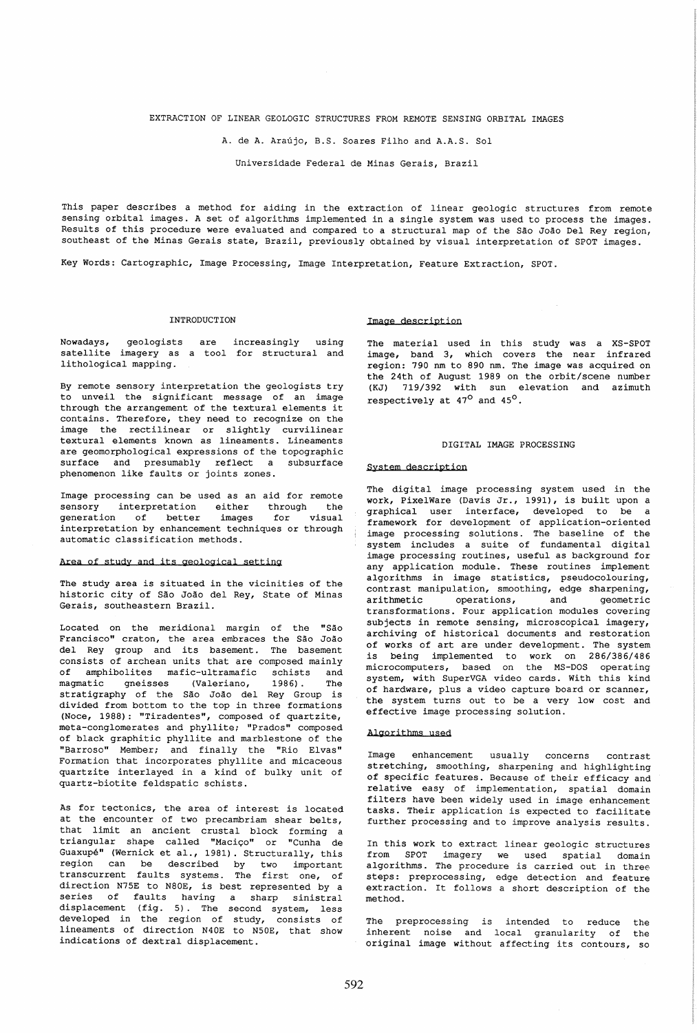# EXTRACTION OF LINEAR GEOLOGIC STRUCTURES FROM REMOTE SENSING ORBITAL IMAGES

A. de A. Araújo, B.S. Soares Filho and A.A.S. Sol

Universidade Federal de Minas Gerais, Brazil

This paper describes a method for aiding in the extraction of linear geologic structures from remote sensing orbital images. A set of algorithms implemented in a single system was used to process the images. Results of this procedure were evaluated and compared to a structural map of the São João Del Rey region, southeast of the Minas Gerais state, Brazil, previously obtained by visual interpretation of SPOT images.

Key Words: Cartographic, Image Processing, Image Interpretation, Feature Extraction, SPOT.

## INTRODUCTION

Nowadays, geologists are increasingly using satellite imagery as a tool for structural and lithological mapping.

By remote sensory interpretation the geologists try to unveil the significant message of an image through the arrangement of the textural elements it contains. Therefore, they need to recognize on the image the rectilinear or slightly curvilinear textural elements known as lineaments. Lineaments are geomorphological expressions of the topographic surface and presumably reflect a subsurface phenomenon like faults or joints zones.

Image processing can be used as an aid for remote sensory interpretation either through the generation of better images for visual interpretation by enhancement techniques or through automatic classification methods.

### Area of study and its geological setting

The study area is situated in the vicinities of the historic city of São João del Rey, State of Minas Gerais, southeastern Brazil.

Located on the meridional margin of the "São Francisco" craton, the area embraces the São João del Rey group and its basement. The basement consists of archean units that are composed mainly of amphibolites mafic-ultramafic schists and magmatic gneisses (Valeriano, 1986). The stratigraphy of the São João del Rey Group is divided from bottom to the top in three formations (Noce, 1988): "Tiradentes", composed of quartzite, meta-conglomerates and phyllite; "Prados" composed of black graphitic phyllite and marblestone of the "Barroso" Member; and finally the "Rio Elvas" Formation that incorporates phyllite and micaceous quartzite interlayed in a kind of bulky unit of quartz-biotite feldspatic schists.

As for tectonics, the area of interest is located at the encounter of two precambriam shear belts, that limit an ancient crustal block forming a triangular shape called "Maciço" or "Cunha de Guaxupé" (Wernick et al., 1981). Structurally, this region can be described by two important transcurrent faults systems. The first one, of direction N75E to N80E, is best represented by a series of faults having a sharp sinistral displacement (fig. 5). The second system, less developed in the region of study, consists of lineaments of direction N40E to N50E, that show indications of dextral displacement.

### Image description

The material used in this study was a XS-SPOT image, band 3, which covers the near infrared region: 790 nm to 890 nm. The image was acquired on the 24th of August 1989 on the orbit/scene number (KJ) 719/392 with sun elevation and azimuth respectively at $47^{o}$ and $45^{o}$.

## DIGITAL IMAGE PROCESSING

### System description

The digital image processing system used in the work, PixelWare (Davis Jr., 1991), is built upon a graphical user interface, developed to be a framework for development of application-oriented image processing solutions. The baseline of the system includes a suite of fundamental digital image processing routines, useful as background for any application module. These routines implement algorithms in image statistics, pseudocolouring, contrast manipulation, smoothing, edge sharpening, arithmetic operations, and geometric transformations. Four application modules covering subjects in remote sensing, microscopical imagery, archiving of historical documents and restoration of works of art are under development. The system is being implemented to work on 286/386/486 microcomputers, based on the MS-DOS operating system, with SuperVGA video cards. With this kind of hardware, plus a video capture board or scanner, the system turns out to be a very low cost and effective image processing solution.

### Algorithms used

Image enhancement usually concerns contrast stretching, smoothing, sharpening and highlighting of specific features. Because of their efficacy and relative easy of implementation, spatial domain filters have been widely used in image enhancement tasks. Their application is expected to facilitate further processing and to improve analysis results.

In this work to extract linear geologic structures from SPOT imagery we used spatial domain algorithms. The procedure is carried out in three steps: preprocessing, edge detection and feature extraction. It follows a short description of the method.

The preprocessing is intended to reduce the inherent noise and local granularity of the original image without affecting its contours, so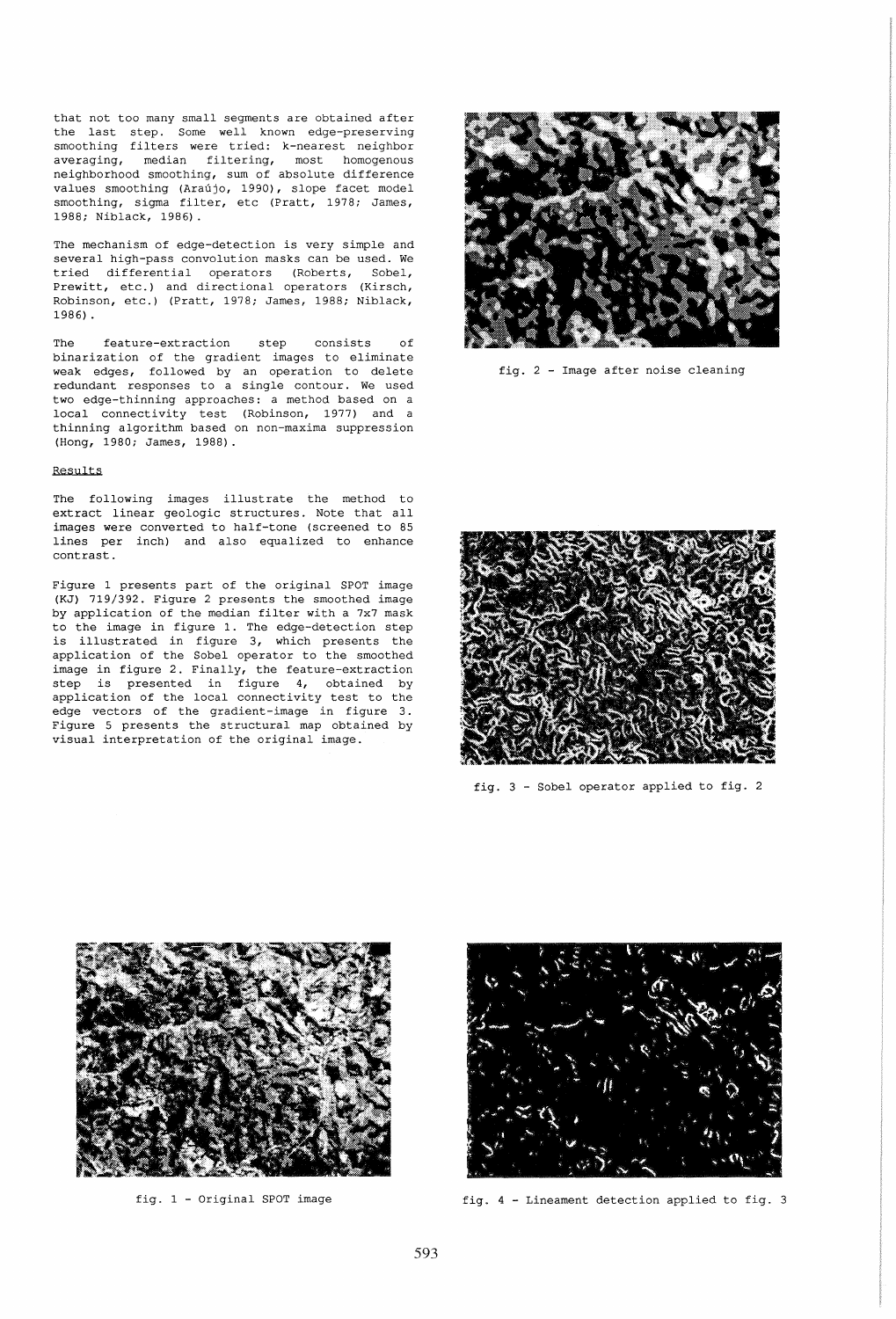that not too many small segments are obtained after the last step. Some well known edge-preserving smoothing filters were tried: k-nearest neighbor averaging, median filtering, most homogenous neighborhood smoothing, sum of absolute difference values smoothing (Araújo, 1990), slope facet model smoothing, sigma filter, etc (Pratt, 1978; James, 1988; Niblack, 1986).

The mechanism of edge-detection is very simple and several high-pass convolution masks can be used. We tried differential operators (Roberts, Sobel, Prewitt, etc.) and directional operators (Kirsch, Robinson, etc.) (Pratt, 1978; James, 1988; Niblack, 1986).

The feature-extraction step consists of binarization of the gradient images to eliminate weak edges, followed by an operation to delete redundant responses to a single contour. We used two edge-thinning approaches: a method based on a local connectivity test (Robinson, 1977) and a thinning algorithm based on non-maxima suppression (Hong, 1980; James, 1988).

## Results

The following images illustrate the method to extract linear geologic structures. Note that all images were converted to half-tone (screened to 85 lines per inch) and also equalized to enhance contrast.

Figure 1 presents part of the original SPOT image (KJ) 719/392. Figure 2 presents the smoothed image by application of the median filter with a 7x7 mask to the image in figure 1. The edge-detection step is illustrated in figure 3, which presents the application of the Sobel operator to the smoothed image in figure 2. Finally, the feature-extraction step is presented in figure 4, obtained by application of the local connectivity test to the edge vectors of the gradient-image in figure 3. Figure 5 presents the structural map obtained by visual interpretation of the original image.

fig. 2 - Image after noise cleaning

fig. 3 - Sobel operator applied to fig. 2

fig. 1 - Original SPOT image

fig. 4 - Lineament detection applied to fig. 3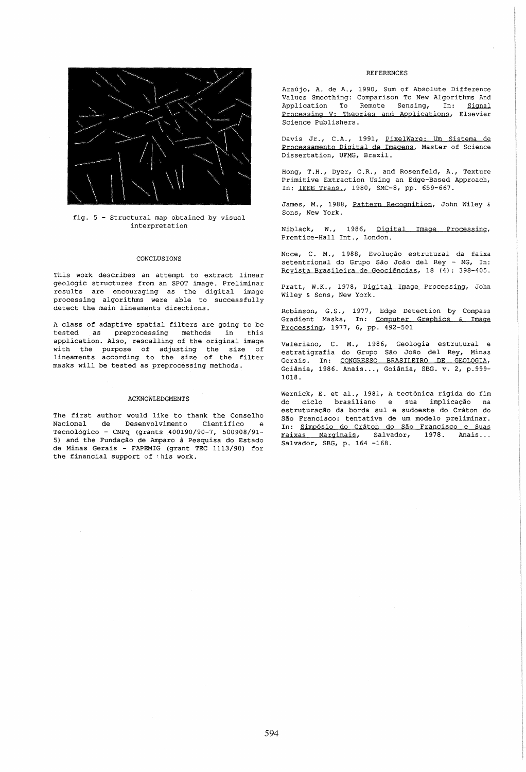fig. 5 - Structural map obtained by visual interpretation

## CONCLUSIONS

This work describes an attempt to extract linear geologic structures from an SPOT image. Preliminar results are encouraging as the digital image processing algorithms were able to successfully detect the main lineaments directions.

A class of adaptive spatial filters are going to be tested as preprocessing methods in this application. Also, rescalling of the original image with the purpose of adjusting the size of lineaments according to the size of the filter masks will be tested as preprocessing methods.

## ACKNOWLEDGMENTS

The first author would like to thank the Conselho Nacional de Desenvolvimento Científico e Tecnológico - CNPq (grants 400190/90-7, 500908/91-5) and the Fundação de Amparo à Pesquisa do Estado de Minas Gerais - FAPEMIG (grant TEC 1113/90) for the financial support of this work.

## REFERENCES

Araújo, A. de A., 1990, Sum of Absolute Difference Values Smoothing: Comparison To New Algorithms And Application To Remote Sensing, In: Signal Processing V: Theories and Applications, Elsevier Science Publishers.

Davis Jr., C.A., 1991, PixelWare: Um Sistema de Processamento Digital de Imagens, Master of Science Dissertation, UFMG, Brazil.

Hong, T.H., Dyer, C.R., and Rosenfeld, A., Texture Primitive Extraction Using an Edge-Based Approach, In: IEEE Trans., 1980, SMC-8, pp. 659-667.

James, M., 1988, Pattern Recognition, John Wiley & Sons, New York.

Niblack, W., 1986, Digital Image Processing, Prentice-Hall Int., London.

Noce, C. M., 1988, Evolução estrutural da faixa setentrional do Grupo São João del Rey - MG, In: Revista Brasileira de Geociências, 18 (4): 398-405.

Pratt, W.K., 1978, Digital Image Processing, John Wiley & Sons, New York.

Robinson, G.S., 1977, Edge Detection by Compass Gradient Masks, In: Computer Graphics & Image Processing, 1977, 6, pp. 492-501

Valeriano, C. M., 1986, Geologia estrutural e estratigrafia do Grupo São João del Rey, Minas Gerais. In: CONGRESSO BRASILEIRO DE GEOLOGIA, Goiânia, 1986. Anais..., Goiânia, SBG. v. 2, p.999-1018.

Wernick, E. et al., 1981, A tectônica rígida do fim do ciclo brasiliano e sua implicação na estruturação da borda sul e sudoeste do Cráton do São Francisco: tentativa de um modelo preliminar. In: Simpósio do Cráton do São Francisco e Suas Faixas Marginais, Salvador, 1978. Anais... Salvador, SBG, p. 164 -168.